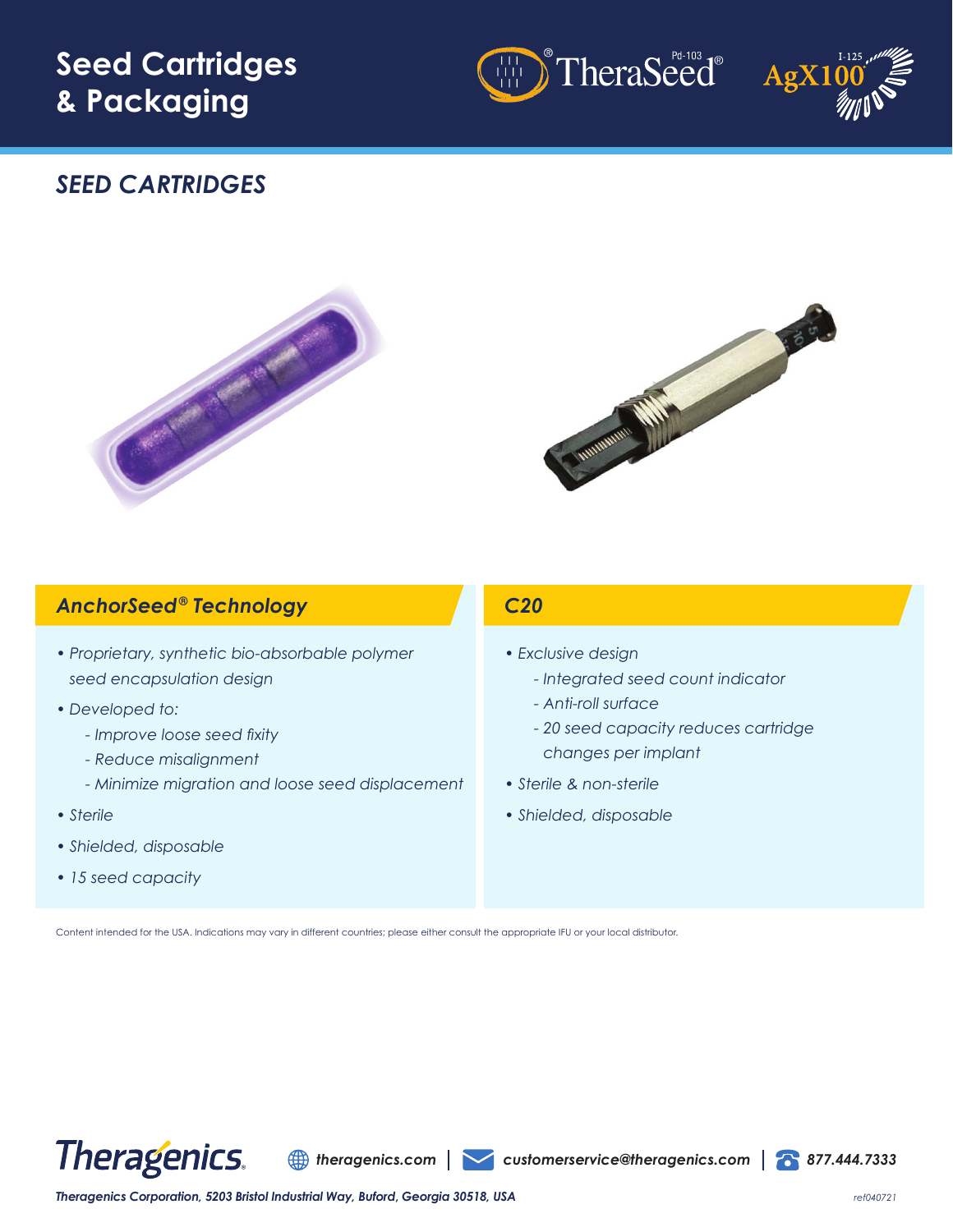# Seed Cartridges & Packaging

TheraSeed® Pd-103 AgX100® I-125

## SEED CARTRIDGES

### AnchorSeed® Technology

- Proprietary, synthetic bio-absorbable polymer seed encapsulation design
- Developed to:
  - Improve loose seed fixity
  - Reduce misalignment
  - Minimize migration and loose seed displacement
- Sterile
- Shielded, disposable
- 15 seed capacity

### C20

- Exclusive design
  - Integrated seed count indicator
  - Anti-roll surface
  - 20 seed capacity reduces cartridge changes per implant
- Sterile & non-sterile
- Shielded, disposable

Content intended for the USA. Indications may vary in different countries; please either consult the appropriate IFU or your local distributor.

Theragenics

theragenics.com | customerservice@theragenics.com | 877.444.7333

Theragenics Corporation, 5203 Bristol Industrial Way, Buford, Georgia 30518, USA

ref040721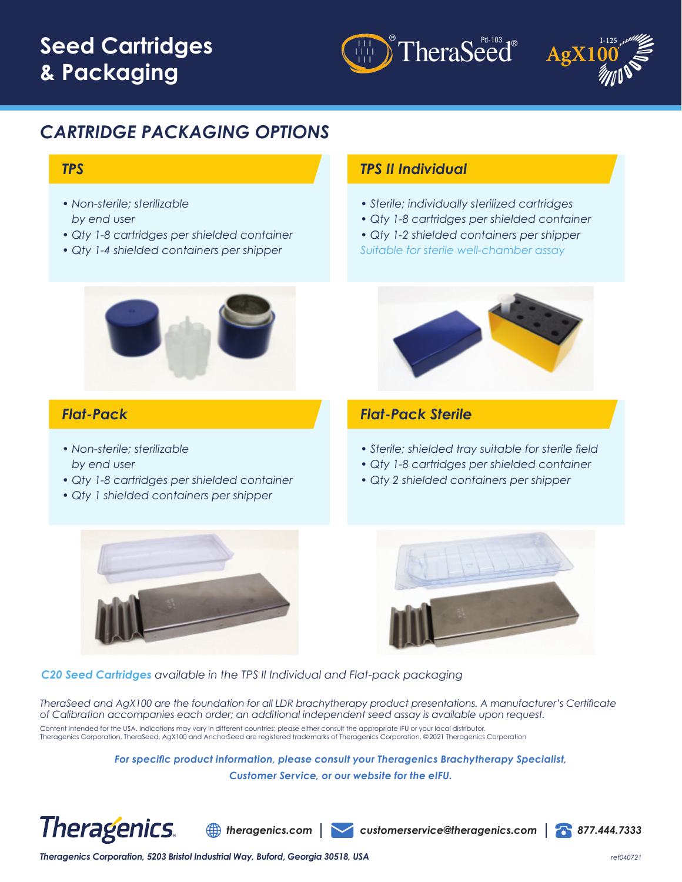# Seed Cartridges & Packaging

## CARTRIDGE PACKAGING OPTIONS

### TPS

- Non-sterile; sterilizable by end user
- Qty 1-8 cartridges per shielded container
- Qty 1-4 shielded containers per shipper

### TPS II Individual

- Sterile; individually sterilized cartridges
- Qty 1-8 cartridges per shielded container
- Qty 1-2 shielded containers per shipper

Suitable for sterile well-chamber assay

### Flat-Pack

- Non-sterile; sterilizable by end user
- Qty 1-8 cartridges per shielded container
- Qty 1 shielded containers per shipper

### Flat-Pack Sterile

- Sterile; shielded tray suitable for sterile field
- Qty 1-8 cartridges per shielded container
- Qty 2 shielded containers per shipper

*C20 Seed Cartridges available in the TPS II Individual and Flat-pack packaging*

*TheraSeed and AgX100 are the foundation for all LDR brachytherapy product presentations. A manufacturer's Certificate of Calibration accompanies each order; an additional independent seed assay is available upon request.*

Content intended for the USA. Indications may vary in different countries; please either consult the appropriate IFU or your local distributor.
Theragenics Corporation, TheraSeed, AgX100 and AnchorSeed are registered trademarks of Theragenics Corporation. ©2021 Theragenics Corporation

**For specific product information, please consult your Theragenics Brachytherapy Specialist, Customer Service, or our website for the eIFU.**

Theragenics | theragenics.com | customerservice@theragenics.com | 877.444.7333

Theragenics Corporation, 5203 Bristol Industrial Way, Buford, Georgia 30518, USA

ref040721